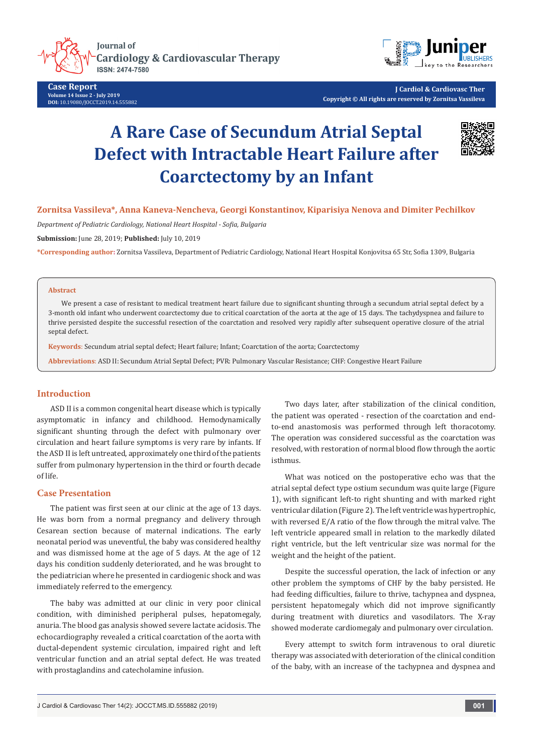Journal of
Cardiology & Cardiovascular Therapy
ISSN: 2474-7580

**Case Report**
Volume 14 Issue 2 - July 2019
DOI: 10.19080/JOCCT.2019.14.555882

**J Cardiol & Cardiovasc Ther**
**Copyright © All rights are reserved by Zornitsa Vassileva**

# A Rare Case of Secundum Atrial Septal Defect with Intractable Heart Failure after Coarctectomy by an Infant

**Zornitsa Vassileva*, Anna Kaneva-Nencheva, Georgi Konstantinov, Kiparisiya Nenova and Dimiter Pechilkov**

*Department of Pediatric Cardiology, National Heart Hospital - Sofia, Bulgaria*

**Submission:** June 28, 2019; **Published:** July 10, 2019

***Corresponding author:** Zornitsa Vassileva, Department of Pediatric Cardiology, National Heart Hospital Konjovitsa 65 Str, Sofia 1309, Bulgaria

**Abstract**

We present a case of resistant to medical treatment heart failure due to significant shunting through a secundum atrial septal defect by a 3-month old infant who underwent coarctectomy due to critical coarctation of the aorta at the age of 15 days. The tachydyspnea and failure to thrive persisted despite the successful resection of the coarctation and resolved very rapidly after subsequent operative closure of the atrial septal defect.

**Keywords**: Secundum atrial septal defect; Heart failure; Infant; Coarctation of the aorta; Coarctectomy

**Abbreviations**: ASD II: Secundum Atrial Septal Defect; PVR: Pulmonary Vascular Resistance; CHF: Congestive Heart Failure

## Introduction

ASD II is a common congenital heart disease which is typically asymptomatic in infancy and childhood. Hemodynamically significant shunting through the defect with pulmonary over circulation and heart failure symptoms is very rare by infants. If the ASD II is left untreated, approximately one third of the patients suffer from pulmonary hypertension in the third or fourth decade of life.

## Case Presentation

The patient was first seen at our clinic at the age of 13 days. He was born from a normal pregnancy and delivery through Cesarean section because of maternal indications. The early neonatal period was uneventful, the baby was considered healthy and was dismissed home at the age of 5 days. At the age of 12 days his condition suddenly deteriorated, and he was brought to the pediatrician where he presented in cardiogenic shock and was immediately referred to the emergency.

The baby was admitted at our clinic in very poor clinical condition, with diminished peripheral pulses, hepatomegaly, anuria. The blood gas analysis showed severe lactate acidosis. The echocardiography revealed a critical coarctation of the aorta with ductal-dependent systemic circulation, impaired right and left ventricular function and an atrial septal defect. He was treated with prostaglandins and catecholamine infusion.

Two days later, after stabilization of the clinical condition, the patient was operated - resection of the coarctation and end-to-end anastomosis was performed through left thoracotomy. The operation was considered successful as the coarctation was resolved, with restoration of normal blood flow through the aortic isthmus.

What was noticed on the postoperative echo was that the atrial septal defect type ostium secundum was quite large (Figure 1), with significant left-to right shunting and with marked right ventricular dilation (Figure 2). The left ventricle was hypertrophic, with reversed E/A ratio of the flow through the mitral valve. The left ventricle appeared small in relation to the markedly dilated right ventricle, but the left ventricular size was normal for the weight and the height of the patient.

Despite the successful operation, the lack of infection or any other problem the symptoms of CHF by the baby persisted. He had feeding difficulties, failure to thrive, tachypnea and dyspnea, persistent hepatomegaly which did not improve significantly during treatment with diuretics and vasodilators. The X-ray showed moderate cardiomegaly and pulmonary over circulation.

Every attempt to switch form intravenous to oral diuretic therapy was associated with deterioration of the clinical condition of the baby, with an increase of the tachypnea and dyspnea and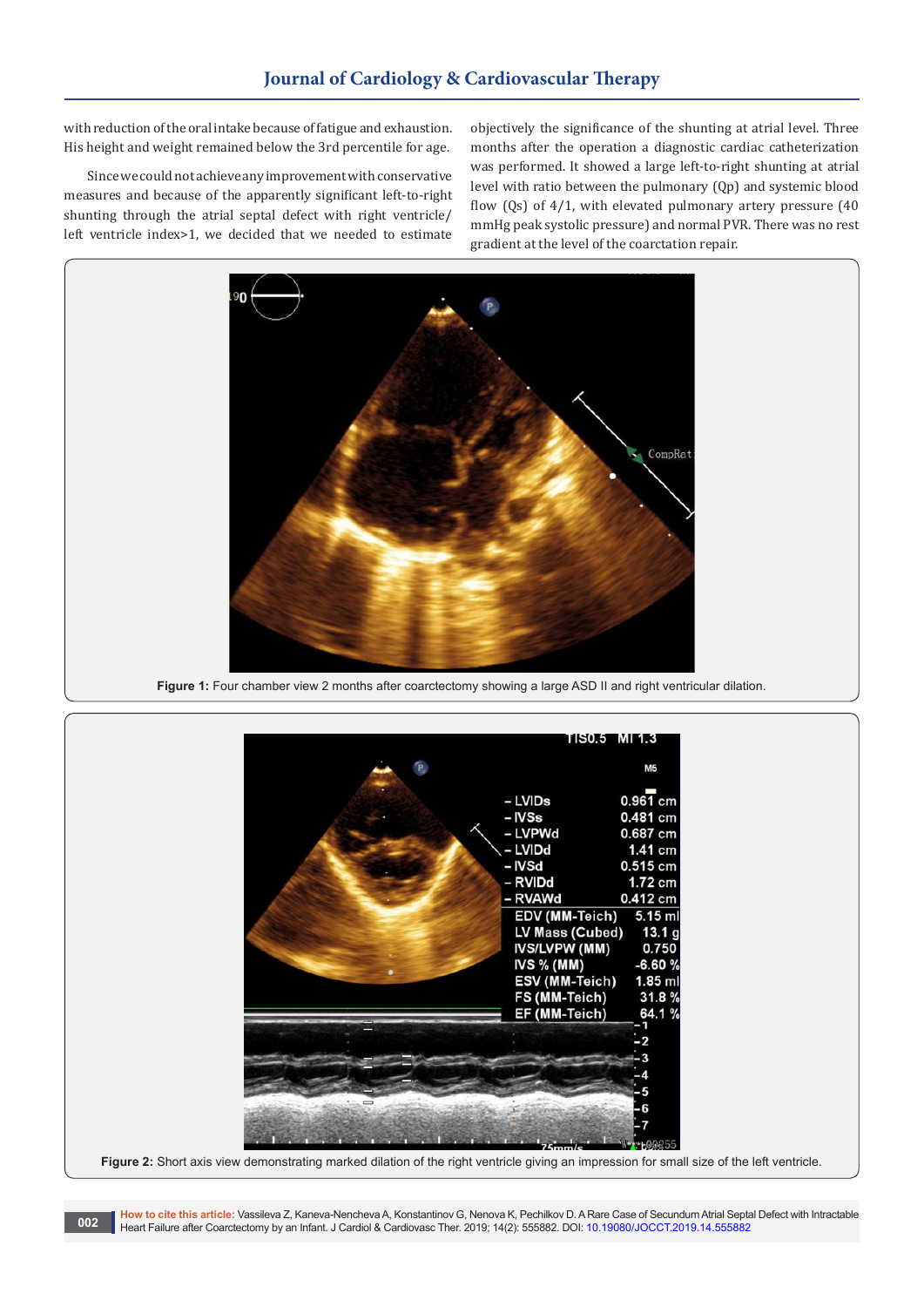with reduction of the oral intake because of fatigue and exhaustion. His height and weight remained below the 3rd percentile for age.

Since we could not achieve any improvement with conservative measures and because of the apparently significant left-to-right shunting through the atrial septal defect with right ventricle/left ventricle index>1, we decided that we needed to estimate objectively the significance of the shunting at atrial level. Three months after the operation a diagnostic cardiac catheterization was performed. It showed a large left-to-right shunting at atrial level with ratio between the pulmonary (Qp) and systemic blood flow (Qs) of 4/1, with elevated pulmonary artery pressure (40 mmHg peak systolic pressure) and normal PVR. There was no rest gradient at the level of the coarctation repair.

**Figure 1:** Four chamber view 2 months after coarctectomy showing a large ASD II and right ventricular dilation.

**Figure 2:** Short axis view demonstrating marked dilation of the right ventricle giving an impression for small size of the left ventricle.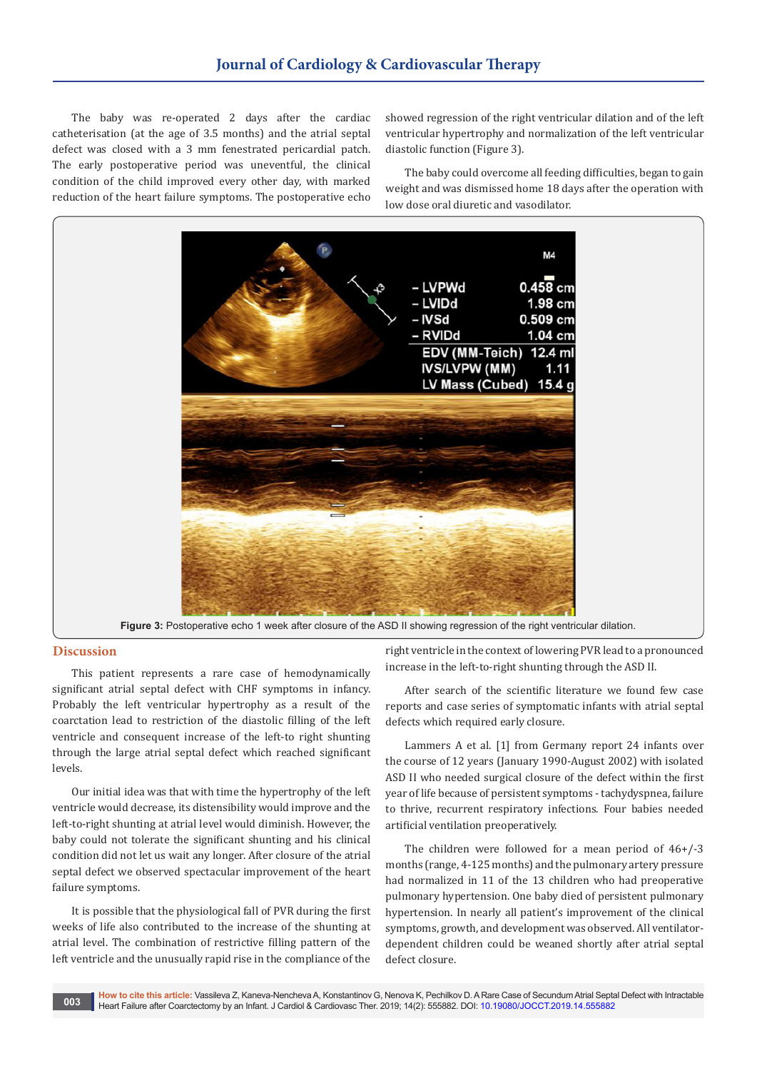The baby was re-operated 2 days after the cardiac catheterisation (at the age of 3.5 months) and the atrial septal defect was closed with a 3 mm fenestrated pericardial patch. The early postoperative period was uneventful, the clinical condition of the child improved every other day, with marked reduction of the heart failure symptoms. The postoperative echo showed regression of the right ventricular dilation and of the left ventricular hypertrophy and normalization of the left ventricular diastolic function (Figure 3).

The baby could overcome all feeding difficulties, began to gain weight and was dismissed home 18 days after the operation with low dose oral diuretic and vasodilator.

**Figure 3:** Postoperative echo 1 week after closure of the ASD II showing regression of the right ventricular dilation.

## Discussion

This patient represents a rare case of hemodynamically significant atrial septal defect with CHF symptoms in infancy. Probably the left ventricular hypertrophy as a result of the coarctation lead to restriction of the diastolic filling of the left ventricle and consequent increase of the left-to right shunting through the large atrial septal defect which reached significant levels.

Our initial idea was that with time the hypertrophy of the left ventricle would decrease, its distensibility would improve and the left-to-right shunting at atrial level would diminish. However, the baby could not tolerate the significant shunting and his clinical condition did not let us wait any longer. After closure of the atrial septal defect we observed spectacular improvement of the heart failure symptoms.

It is possible that the physiological fall of PVR during the first weeks of life also contributed to the increase of the shunting at atrial level. The combination of restrictive filling pattern of the left ventricle and the unusually rapid rise in the compliance of the right ventricle in the context of lowering PVR lead to a pronounced increase in the left-to-right shunting through the ASD II.

After search of the scientific literature we found few case reports and case series of symptomatic infants with atrial septal defects which required early closure.

Lammers A et al. [1] from Germany report 24 infants over the course of 12 years (January 1990-August 2002) with isolated ASD II who needed surgical closure of the defect within the first year of life because of persistent symptoms - tachydyspnea, failure to thrive, recurrent respiratory infections. Four babies needed artificial ventilation preoperatively.

The children were followed for a mean period of 46+/-3 months (range, 4-125 months) and the pulmonary artery pressure had normalized in 11 of the 13 children who had preoperative pulmonary hypertension. One baby died of persistent pulmonary hypertension. In nearly all patient's improvement of the clinical symptoms, growth, and development was observed. All ventilator-dependent children could be weaned shortly after atrial septal defect closure.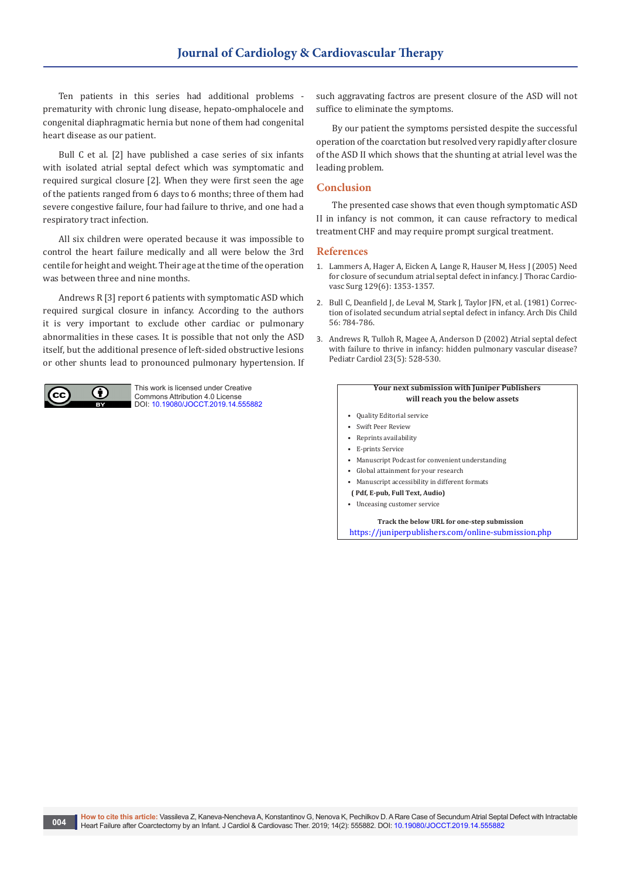Ten patients in this series had additional problems - prematurity with chronic lung disease, hepato-omphalocele and congenital diaphragmatic hernia but none of them had congenital heart disease as our patient.

Bull C et al. [2] have published a case series of six infants with isolated atrial septal defect which was symptomatic and required surgical closure [2]. When they were first seen the age of the patients ranged from 6 days to 6 months; three of them had severe congestive failure, four had failure to thrive, and one had a respiratory tract infection.

All six children were operated because it was impossible to control the heart failure medically and all were below the 3rd centile for height and weight. Their age at the time of the operation was between three and nine months.

Andrews R [3] report 6 patients with symptomatic ASD which required surgical closure in infancy. According to the authors it is very important to exclude other cardiac or pulmonary abnormalities in these cases. It is possible that not only the ASD itself, but the additional presence of left-sided obstructive lesions or other shunts lead to pronounced pulmonary hypertension. If such aggravating factros are present closure of the ASD will not suffice to eliminate the symptoms.

By our patient the symptoms persisted despite the successful operation of the coarctation but resolved very rapidly after closure of the ASD II which shows that the shunting at atrial level was the leading problem.

## Conclusion

The presented case shows that even though symptomatic ASD II in infancy is not common, it can cause refractory to medical treatment CHF and may require prompt surgical treatment.

## References

1. Lammers A, Hager A, Eicken A, Lange R, Hauser M, Hess J (2005) Need for closure of secundum atrial septal defect in infancy. J Thorac Cardiovasc Surg 129(6): 1353-1357.
2. Bull C, Deanfield J, de Leval M, Stark J, Taylor JFN, et al. (1981) Correction of isolated secundum atrial septal defect in infancy. Arch Dis Child 56: 784-786.
3. Andrews R, Tulloh R, Magee A, Anderson D (2002) Atrial septal defect with failure to thrive in infancy: hidden pulmonary vascular disease? Pediatr Cardiol 23(5): 528-530.

This work is licensed under Creative Commons Attribution 4.0 License
DOI: 10.19080/JOCCT.2019.14.555882

**Your next submission with Juniper Publishers will reach you the below assets**

- Quality Editorial service
- Swift Peer Review
- Reprints availability
- E-prints Service
- Manuscript Podcast for convenient understanding
- Global attainment for your research
- Manuscript accessibility in different formats

**( Pdf, E-pub, Full Text, Audio)**

- Unceasing customer service

**Track the below URL for one-step submission**
https://juniperpublishers.com/online-submission.php

**How to cite this article:** Vassileva Z, Kaneva-Nencheva A, Konstantinov G, Nenova K, Pechilkov D. A Rare Case of Secundum Atrial Septal Defect with Intractable Heart Failure after Coarctectomy by an Infant. J Cardiol & Cardiovasc Ther. 2019; 14(2): 555882. DOI: 10.19080/JOCCT.2019.14.555882